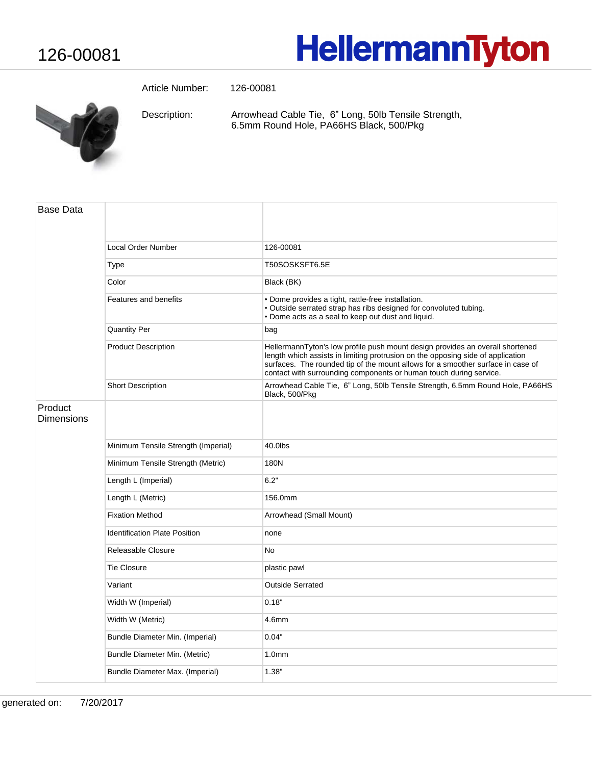# 126-00081

**HellermannTyton**

Article Number: 126-00081

Description: Arrowhead Cable Tie, 6" Long, 50lb Tensile Strength, 6.5mm Round Hole, PA66HS Black, 500/Pkg

| Base Data | | |
|---|---|---|
| | Local Order Number | 126-00081 |
| | Type | T50SOSKSFT6.5E |
| | Color | Black (BK) |
| | Features and benefits | • Dome provides a tight, rattle-free installation.<br>• Outside serrated strap has ribs designed for convoluted tubing.<br>• Dome acts as a seal to keep out dust and liquid. |
| | Quantity Per | bag |
| | Product Description | HellermannTyton's low profile push mount design provides an overall shortened length which assists in limiting protrusion on the opposing side of application surfaces. The rounded tip of the mount allows for a smoother surface in case of contact with surrounding components or human touch during service. |
| | Short Description | Arrowhead Cable Tie, 6" Long, 50lb Tensile Strength, 6.5mm Round Hole, PA66HS Black, 500/Pkg |
| Product Dimensions | | |
| | Minimum Tensile Strength (Imperial) | 40.0lbs |
| | Minimum Tensile Strength (Metric) | 180N |
| | Length L (Imperial) | 6.2" |
| | Length L (Metric) | 156.0mm |
| | Fixation Method | Arrowhead (Small Mount) |
| | Identification Plate Position | none |
| | Releasable Closure | No |
| | Tie Closure | plastic pawl |
| | Variant | Outside Serrated |
| | Width W (Imperial) | 0.18" |
| | Width W (Metric) | 4.6mm |
| | Bundle Diameter Min. (Imperial) | 0.04" |
| | Bundle Diameter Min. (Metric) | 1.0mm |
| | Bundle Diameter Max. (Imperial) | 1.38" |

generated on: 7/20/2017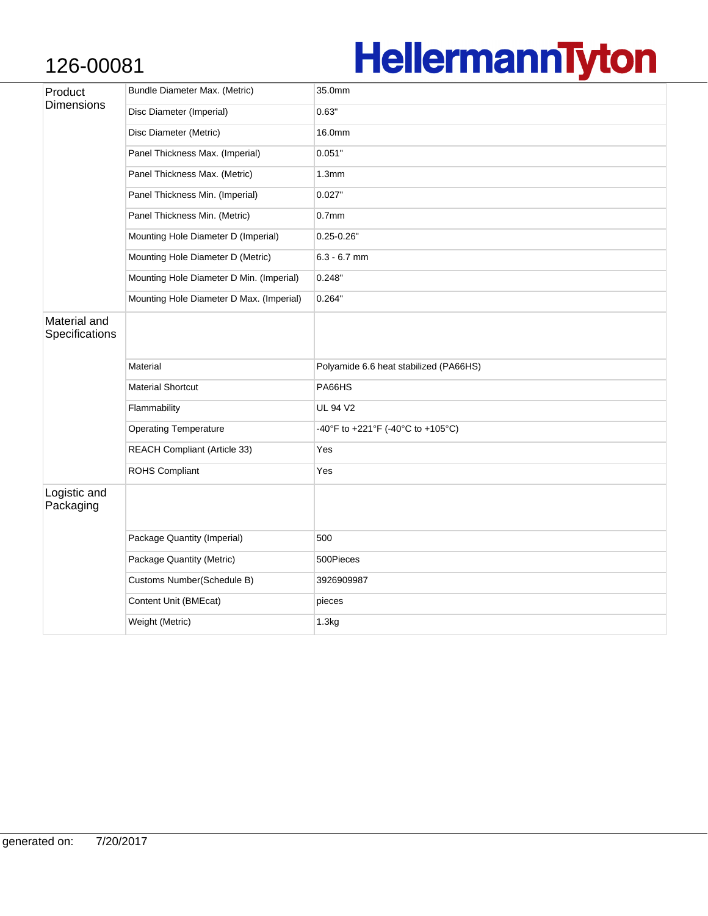| | | |
|---|---|---|
| Product Dimensions | Bundle Diameter Max. (Metric) | 35.0mm |
| | Disc Diameter (Imperial) | 0.63" |
| | Disc Diameter (Metric) | 16.0mm |
| | Panel Thickness Max. (Imperial) | 0.051" |
| | Panel Thickness Max. (Metric) | 1.3mm |
| | Panel Thickness Min. (Imperial) | 0.027" |
| | Panel Thickness Min. (Metric) | 0.7mm |
| | Mounting Hole Diameter D (Imperial) | 0.25-0.26" |
| | Mounting Hole Diameter D (Metric) | 6.3 - 6.7 mm |
| | Mounting Hole Diameter D Min. (Imperial) | 0.248" |
| | Mounting Hole Diameter D Max. (Imperial) | 0.264" |
| Material and Specifications | | |
| | Material | Polyamide 6.6 heat stabilized (PA66HS) |
| | Material Shortcut | PA66HS |
| | Flammability | UL 94 V2 |
| | Operating Temperature | -40°F to +221°F (-40°C to +105°C) |
| | REACH Compliant (Article 33) | Yes |
| | ROHS Compliant | Yes |
| Logistic and Packaging | | |
| | Package Quantity (Imperial) | 500 |
| | Package Quantity (Metric) | 500Pieces |
| | Customs Number(Schedule B) | 3926909987 |
| | Content Unit (BMEcat) | pieces |
| | Weight (Metric) | 1.3kg |